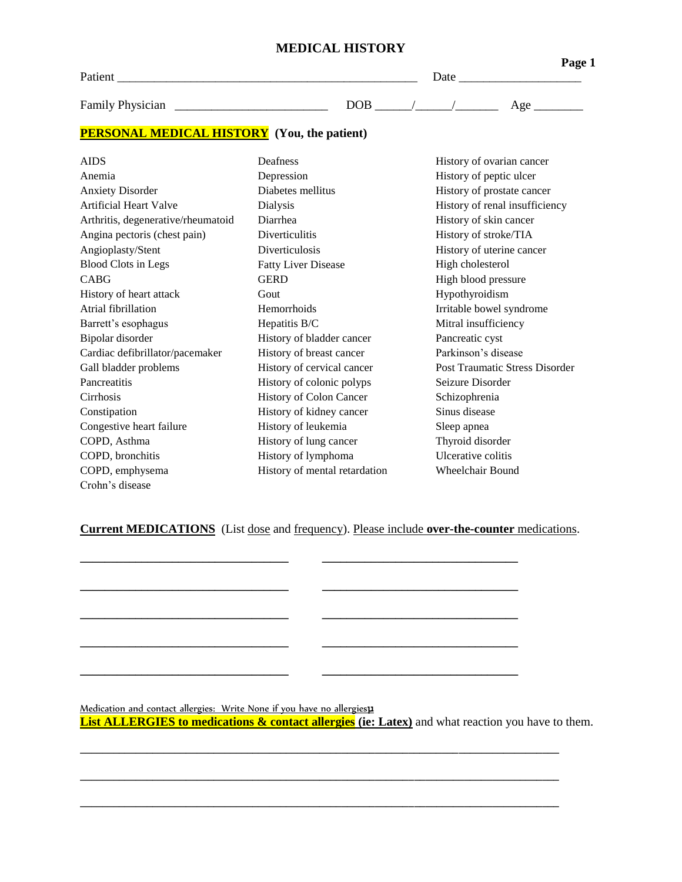# MEDICAL HISTORY

Patient ________________________________________________ Date ___________________

Family Physician ________________________ DOB _____/_____/______ Age ________

**PERSONAL MEDICAL HISTORY** **(You, the patient)**

AIDS
Anemia
Anxiety Disorder
Artificial Heart Valve
Arthritis, degenerative/rheumatoid
Angina pectoris (chest pain)
Angioplasty/Stent
Blood Clots in Legs
CABG
History of heart attack
Atrial fibrillation
Barrett's esophagus
Bipolar disorder
Cardiac defibrillator/pacemaker
Gall bladder problems
Pancreatitis
Cirrhosis
Constipation
Congestive heart failure
COPD, Asthma
COPD, bronchitis
COPD, emphysema
Crohn's disease
Deafness
Depression
Diabetes mellitus
Dialysis
Diarrhea
Diverticulitis
Diverticulosis
Fatty Liver Disease
GERD
Gout
Hemorrhoids
Hepatitis B/C
History of bladder cancer
History of breast cancer
History of cervical cancer
History of colonic polyps
History of Colon Cancer
History of kidney cancer
History of leukemia
History of lung cancer
History of lymphoma
History of mental retardation
History of ovarian cancer
History of peptic ulcer
History of prostate cancer
History of renal insufficiency
History of skin cancer
History of stroke/TIA
History of uterine cancer
High cholesterol
High blood pressure
Hypothyroidism
Irritable bowel syndrome
Mitral insufficiency
Pancreatic cyst
Parkinson's disease
Post Traumatic Stress Disorder
Seizure Disorder
Schizophrenia
Sinus disease
Sleep apnea
Thyroid disorder
Ulcerative colitis
Wheelchair Bound

**Current MEDICATIONS** (List dose and frequency). Please include **over-the-counter** medications.

________________________________ ________________________________

________________________________ ________________________________

________________________________ ________________________________

________________________________ ________________________________

________________________________ ________________________________

Medication and contact allergies: Write None if you have no allergies

**List ALLERGIES to medications & contact allergies (ie: Latex)** and what reaction you have to them.

___________________________________________________________________________

___________________________________________________________________________

___________________________________________________________________________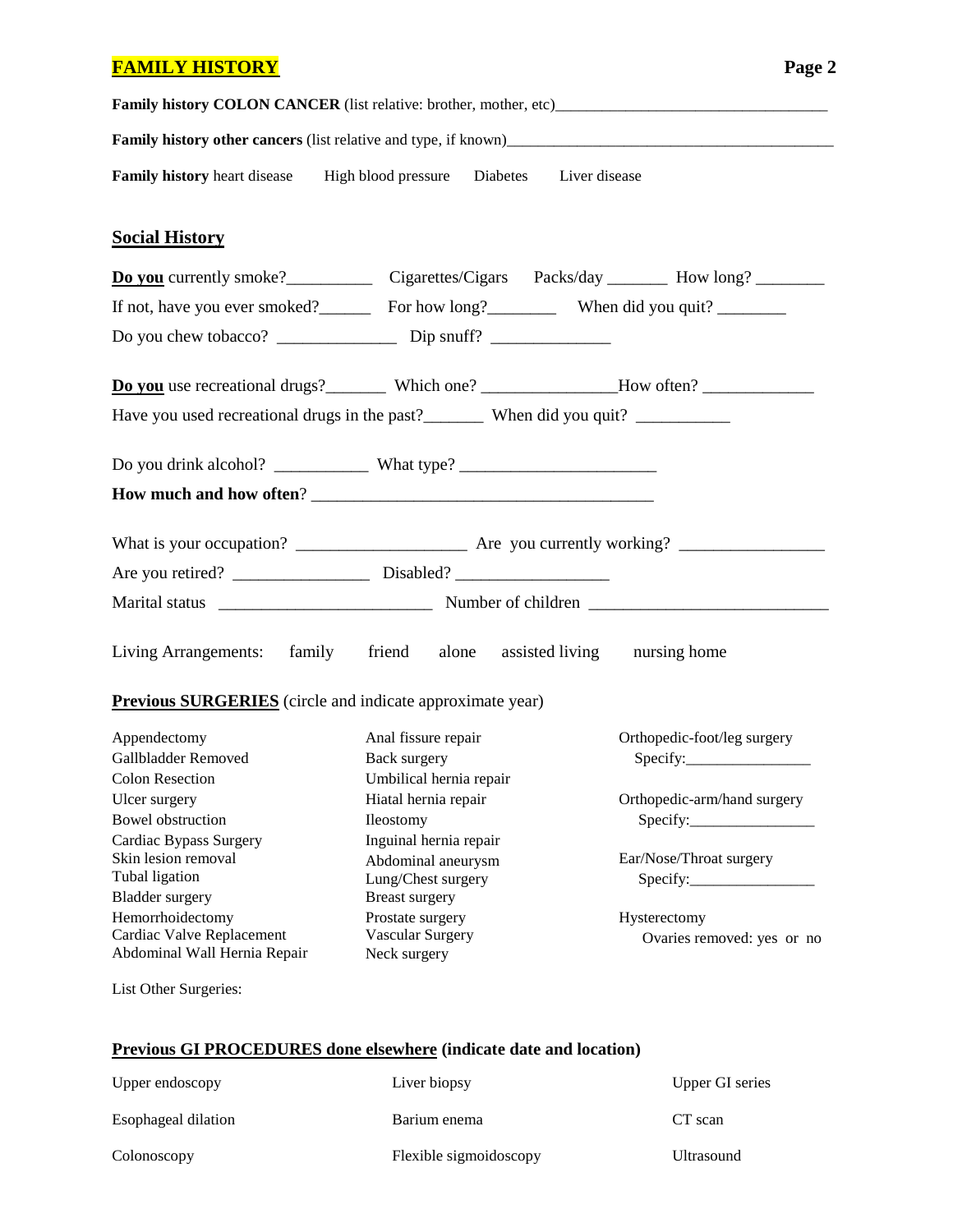## FAMILY HISTORY

**Family history COLON CANCER** (list relative: brother, mother, etc)___________________________________

**Family history other cancers** (list relative and type, if known)___________________________________________

**Family history** heart disease High blood pressure Diabetes Liver disease

## Social History

**Do you** currently smoke?__________ Cigarettes/Cigars Packs/day _______ How long? ________

If not, have you ever smoked?______ For how long?________ When did you quit? ________

Do you chew tobacco? ______________ Dip snuff? ______________

**Do you** use recreational drugs?_______ Which one? _______________How often? _____________

Have you used recreational drugs in the past?_______ When did you quit? ___________

Do you drink alcohol? ___________ What type? ______________________

**How much and how often**? ________________________________________

What is your occupation? ___________________ Are you currently working? _________________

Are you retired? ________________ Disabled? _________________

Marital status ________________________ Number of children ____________________________

Living Arrangements: family friend alone assisted living nursing home

**Previous SURGERIES** (circle and indicate approximate year)

| | | |
|---|---|---|
| Appendectomy | Anal fissure repair | Orthopedic-foot/leg surgery |
| Gallbladder Removed | Back surgery | Specify:________________ |
| Colon Resection | Umbilical hernia repair | |
| Ulcer surgery | Hiatal hernia repair | Orthopedic-arm/hand surgery |
| Bowel obstruction | Ileostomy | Specify:________________ |
| Cardiac Bypass Surgery | Inguinal hernia repair | |
| Skin lesion removal | Abdominal aneurysm | Ear/Nose/Throat surgery |
| Tubal ligation | Lung/Chest surgery | Specify:________________ |
| Bladder surgery | Breast surgery | |
| Hemorrhoidectomy | Prostate surgery | Hysterectomy |
| Cardiac Valve Replacement | Vascular Surgery | Ovaries removed: yes or no |
| Abdominal Wall Hernia Repair | Neck surgery | |

List Other Surgeries:

**Previous GI PROCEDURES done elsewhere (indicate date and location)**

| | | |
|---|---|---|
| Upper endoscopy | Liver biopsy | Upper GI series |
| Esophageal dilation | Barium enema | CT scan |
| Colonoscopy | Flexible sigmoidoscopy | Ultrasound |